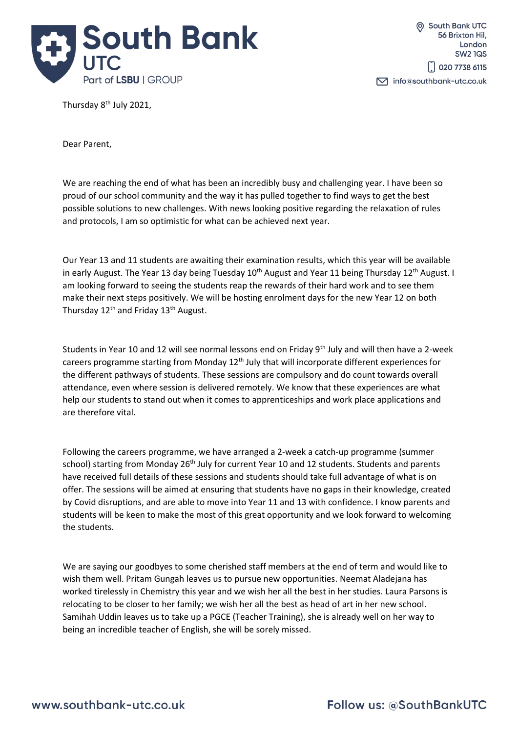South Bank UTC
Part of LSBU | GROUP

South Bank UTC
56 Brixton Hil,
London
SW2 1QS
020 7738 6115
info@southbank-utc.co.uk

Thursday 8th July 2021,

Dear Parent,

We are reaching the end of what has been an incredibly busy and challenging year. I have been so proud of our school community and the way it has pulled together to find ways to get the best possible solutions to new challenges. With news looking positive regarding the relaxation of rules and protocols, I am so optimistic for what can be achieved next year.

Our Year 13 and 11 students are awaiting their examination results, which this year will be available in early August. The Year 13 day being Tuesday 10th August and Year 11 being Thursday 12th August. I am looking forward to seeing the students reap the rewards of their hard work and to see them make their next steps positively. We will be hosting enrolment days for the new Year 12 on both Thursday 12th and Friday 13th August.

Students in Year 10 and 12 will see normal lessons end on Friday 9th July and will then have a 2-week careers programme starting from Monday 12th July that will incorporate different experiences for the different pathways of students. These sessions are compulsory and do count towards overall attendance, even where session is delivered remotely. We know that these experiences are what help our students to stand out when it comes to apprenticeships and work place applications and are therefore vital.

Following the careers programme, we have arranged a 2-week a catch-up programme (summer school) starting from Monday 26th July for current Year 10 and 12 students. Students and parents have received full details of these sessions and students should take full advantage of what is on offer. The sessions will be aimed at ensuring that students have no gaps in their knowledge, created by Covid disruptions, and are able to move into Year 11 and 13 with confidence. I know parents and students will be keen to make the most of this great opportunity and we look forward to welcoming the students.

We are saying our goodbyes to some cherished staff members at the end of term and would like to wish them well. Pritam Gungah leaves us to pursue new opportunities. Neemat Aladejana has worked tirelessly in Chemistry this year and we wish her all the best in her studies. Laura Parsons is relocating to be closer to her family; we wish her all the best as head of art in her new school. Samihah Uddin leaves us to take up a PGCE (Teacher Training), she is already well on her way to being an incredible teacher of English, she will be sorely missed.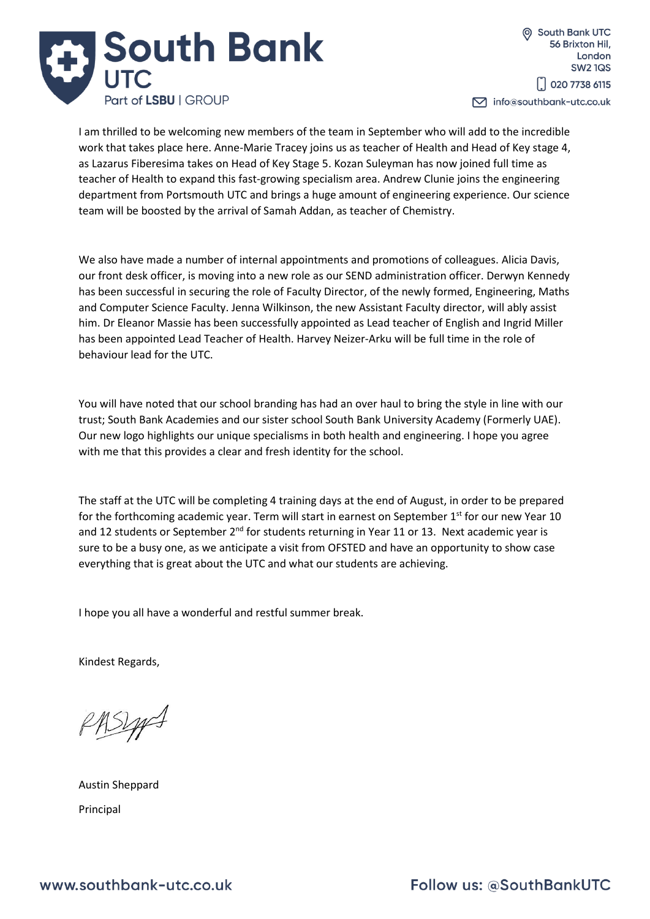I am thrilled to be welcoming new members of the team in September who will add to the incredible work that takes place here. Anne-Marie Tracey joins us as teacher of Health and Head of Key stage 4, as Lazarus Fiberesima takes on Head of Key Stage 5. Kozan Suleyman has now joined full time as teacher of Health to expand this fast-growing specialism area. Andrew Clunie joins the engineering department from Portsmouth UTC and brings a huge amount of engineering experience. Our science team will be boosted by the arrival of Samah Addan, as teacher of Chemistry.

We also have made a number of internal appointments and promotions of colleagues. Alicia Davis, our front desk officer, is moving into a new role as our SEND administration officer. Derwyn Kennedy has been successful in securing the role of Faculty Director, of the newly formed, Engineering, Maths and Computer Science Faculty. Jenna Wilkinson, the new Assistant Faculty director, will ably assist him. Dr Eleanor Massie has been successfully appointed as Lead teacher of English and Ingrid Miller has been appointed Lead Teacher of Health. Harvey Neizer-Arku will be full time in the role of behaviour lead for the UTC.

You will have noted that our school branding has had an over haul to bring the style in line with our trust; South Bank Academies and our sister school South Bank University Academy (Formerly UAE). Our new logo highlights our unique specialisms in both health and engineering. I hope you agree with me that this provides a clear and fresh identity for the school.

The staff at the UTC will be completing 4 training days at the end of August, in order to be prepared for the forthcoming academic year. Term will start in earnest on September 1st for our new Year 10 and 12 students or September 2nd for students returning in Year 11 or 13. Next academic year is sure to be a busy one, as we anticipate a visit from OFSTED and have an opportunity to show case everything that is great about the UTC and what our students are achieving.

I hope you all have a wonderful and restful summer break.

Kindest Regards,

Austin Sheppard

Principal